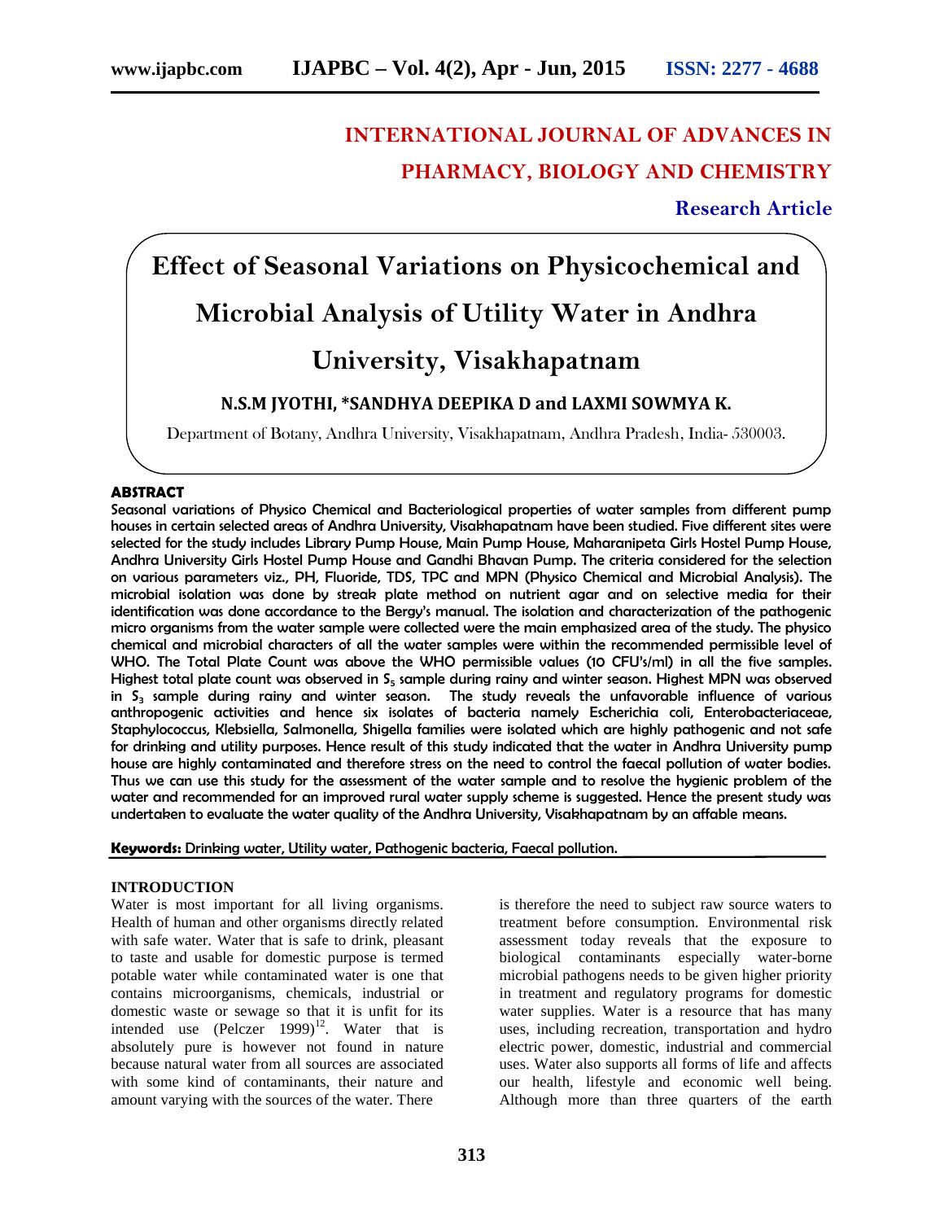# INTERNATIONAL JOURNAL OF ADVANCES IN PHARMACY, BIOLOGY AND CHEMISTRY

**Research Article**

# Effect of Seasonal Variations on Physicochemical and Microbial Analysis of Utility Water in Andhra University, Visakhapatnam

**N.S.M JYOTHI, *SANDHYA DEEPIKA D and LAXMI SOWMYA K.**

Department of Botany, Andhra University, Visakhapatnam, Andhra Pradesh, India- 530003.

## ABSTRACT

Seasonal variations of Physico Chemical and Bacteriological properties of water samples from different pump houses in certain selected areas of Andhra University, Visakhapatnam have been studied. Five different sites were selected for the study includes Library Pump House, Main Pump House, Maharanipeta Girls Hostel Pump House, Andhra University Girls Hostel Pump House and Gandhi Bhavan Pump. The criteria considered for the selection on various parameters viz., PH, Fluoride, TDS, TPC and MPN (Physico Chemical and Microbial Analysis). The microbial isolation was done by streak plate method on nutrient agar and on selective media for their identification was done accordance to the Bergy's manual. The isolation and characterization of the pathogenic micro organisms from the water sample were collected were the main emphasized area of the study. The physico chemical and microbial characters of all the water samples were within the recommended permissible level of WHO. The Total Plate Count was above the WHO permissible values (10 CFU's/ml) in all the five samples. Highest total plate count was observed in $S_5$ sample during rainy and winter season. Highest MPN was observed in $S_3$ sample during rainy and winter season. The study reveals the unfavorable influence of various anthropogenic activities and hence six isolates of bacteria namely Escherichia coli, Enterobacteriaceae, Staphylococcus, Klebsiella, Salmonella, Shigella families were isolated which are highly pathogenic and not safe for drinking and utility purposes. Hence result of this study indicated that the water in Andhra University pump house are highly contaminated and therefore stress on the need to control the faecal pollution of water bodies. Thus we can use this study for the assessment of the water sample and to resolve the hygienic problem of the water and recommended for an improved rural water supply scheme is suggested. Hence the present study was undertaken to evaluate the water quality of the Andhra University, Visakhapatnam by an affable means.

**Keywords:** Drinking water, Utility water, Pathogenic bacteria, Faecal pollution.

## INTRODUCTION

Water is most important for all living organisms. Health of human and other organisms directly related with safe water. Water that is safe to drink, pleasant to taste and usable for domestic purpose is termed potable water while contaminated water is one that contains microorganisms, chemicals, industrial or domestic waste or sewage so that it is unfit for its intended use (Pelczer 1999)[12]. Water that is absolutely pure is however not found in nature because natural water from all sources are associated with some kind of contaminants, their nature and amount varying with the sources of the water. There is therefore the need to subject raw source waters to treatment before consumption. Environmental risk assessment today reveals that the exposure to biological contaminants especially water-borne microbial pathogens needs to be given higher priority in treatment and regulatory programs for domestic water supplies. Water is a resource that has many uses, including recreation, transportation and hydro electric power, domestic, industrial and commercial uses. Water also supports all forms of life and affects our health, lifestyle and economic well being. Although more than three quarters of the earth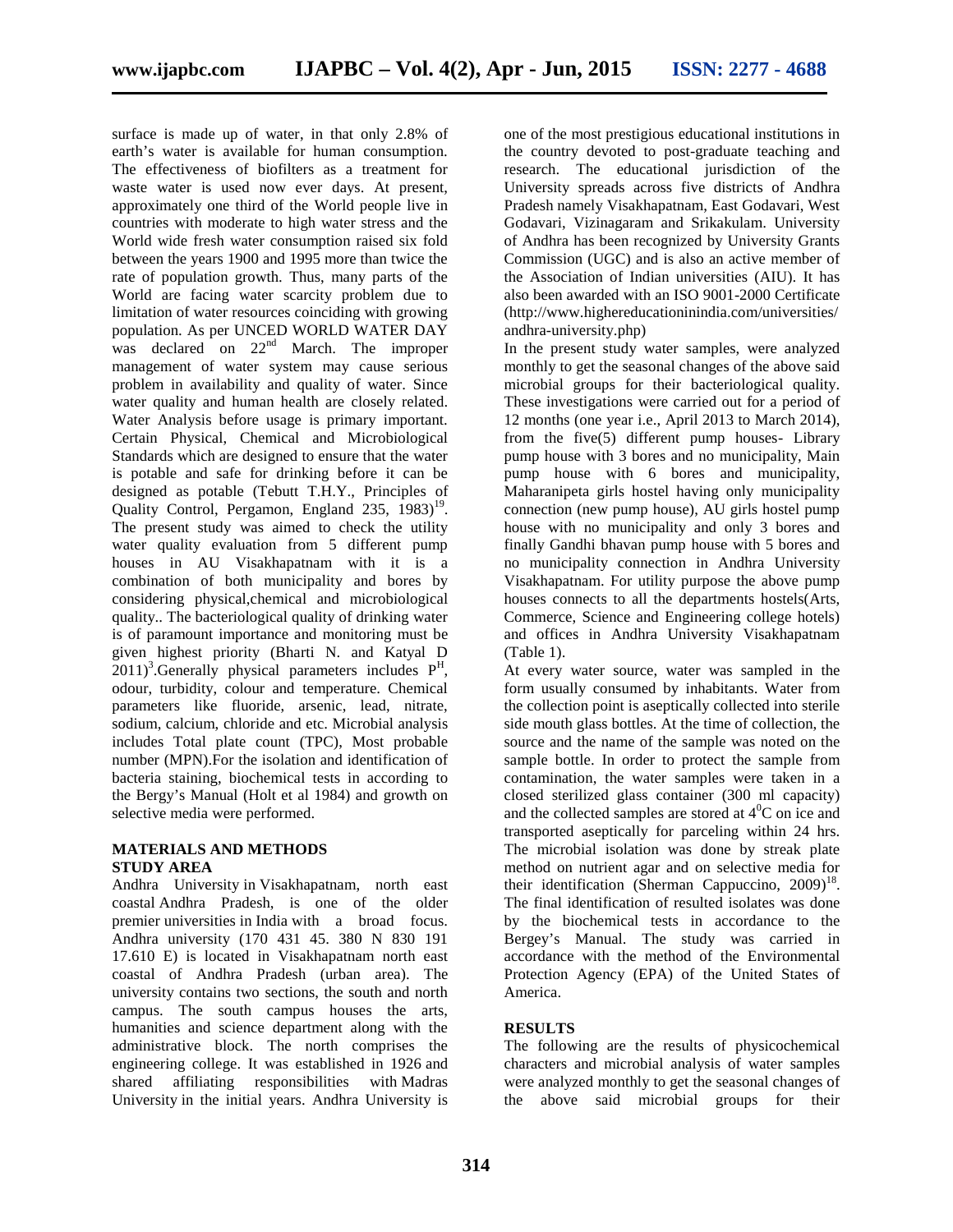surface is made up of water, in that only 2.8% of earth's water is available for human consumption. The effectiveness of biofilters as a treatment for waste water is used now ever days. At present, approximately one third of the World people live in countries with moderate to high water stress and the World wide fresh water consumption raised six fold between the years 1900 and 1995 more than twice the rate of population growth. Thus, many parts of the World are facing water scarcity problem due to limitation of water resources coinciding with growing population. As per UNCED WORLD WATER DAY was declared on 22nd March. The improper management of water system may cause serious problem in availability and quality of water. Since water quality and human health are closely related. Water Analysis before usage is primary important. Certain Physical, Chemical and Microbiological Standards which are designed to ensure that the water is potable and safe for drinking before it can be designed as potable (Tebutt T.H.Y., Principles of Quality Control, Pergamon, England 235, 1983)[19]. The present study was aimed to check the utility water quality evaluation from 5 different pump houses in AU Visakhapatnam with it is a combination of both municipality and bores by considering physical,chemical and microbiological quality.. The bacteriological quality of drinking water is of paramount importance and monitoring must be given highest priority (Bharti N. and Katyal D 2011)[3].Generally physical parameters includes $P^H$, odour, turbidity, colour and temperature. Chemical parameters like fluoride, arsenic, lead, nitrate, sodium, calcium, chloride and etc. Microbial analysis includes Total plate count (TPC), Most probable number (MPN).For the isolation and identification of bacteria staining, biochemical tests in according to the Bergy's Manual (Holt et al 1984) and growth on selective media were performed.

## MATERIALS AND METHODS

### STUDY AREA

Andhra University in Visakhapatnam, north east coastal Andhra Pradesh, is one of the older premier universities in India with a broad focus. Andhra university (170 431 45. 380 N 830 191 17.610 E) is located in Visakhapatnam north east coastal of Andhra Pradesh (urban area). The university contains two sections, the south and north campus. The south campus houses the arts, humanities and science department along with the administrative block. The north comprises the engineering college. It was established in 1926 and shared affiliating responsibilities with Madras University in the initial years. Andhra University is one of the most prestigious educational institutions in the country devoted to post-graduate teaching and research. The educational jurisdiction of the University spreads across five districts of Andhra Pradesh namely Visakhapatnam, East Godavari, West Godavari, Vizinagaram and Srikakulam. University of Andhra has been recognized by University Grants Commission (UGC) and is also an active member of the Association of Indian universities (AIU). It has also been awarded with an ISO 9001-2000 Certificate (http://www.highereducationinindia.com/universities/andhra-university.php)

In the present study water samples, were analyzed monthly to get the seasonal changes of the above said microbial groups for their bacteriological quality. These investigations were carried out for a period of 12 months (one year i.e., April 2013 to March 2014), from the five(5) different pump houses- Library pump house with 3 bores and no municipality, Main pump house with 6 bores and municipality, Maharanipeta girls hostel having only municipality connection (new pump house), AU girls hostel pump house with no municipality and only 3 bores and finally Gandhi bhavan pump house with 5 bores and no municipality connection in Andhra University Visakhapatnam. For utility purpose the above pump houses connects to all the departments hostels(Arts, Commerce, Science and Engineering college hotels) and offices in Andhra University Visakhapatnam (Table 1).

At every water source, water was sampled in the form usually consumed by inhabitants. Water from the collection point is aseptically collected into sterile side mouth glass bottles. At the time of collection, the source and the name of the sample was noted on the sample bottle. In order to protect the sample from contamination, the water samples were taken in a closed sterilized glass container (300 ml capacity) and the collected samples are stored at $4^0$C on ice and transported aseptically for parceling within 24 hrs. The microbial isolation was done by streak plate method on nutrient agar and on selective media for their identification (Sherman Cappuccino, 2009)[18]. The final identification of resulted isolates was done by the biochemical tests in accordance to the Bergey's Manual. The study was carried in accordance with the method of the Environmental Protection Agency (EPA) of the United States of America.

## RESULTS

The following are the results of physicochemical characters and microbial analysis of water samples were analyzed monthly to get the seasonal changes of the above said microbial groups for their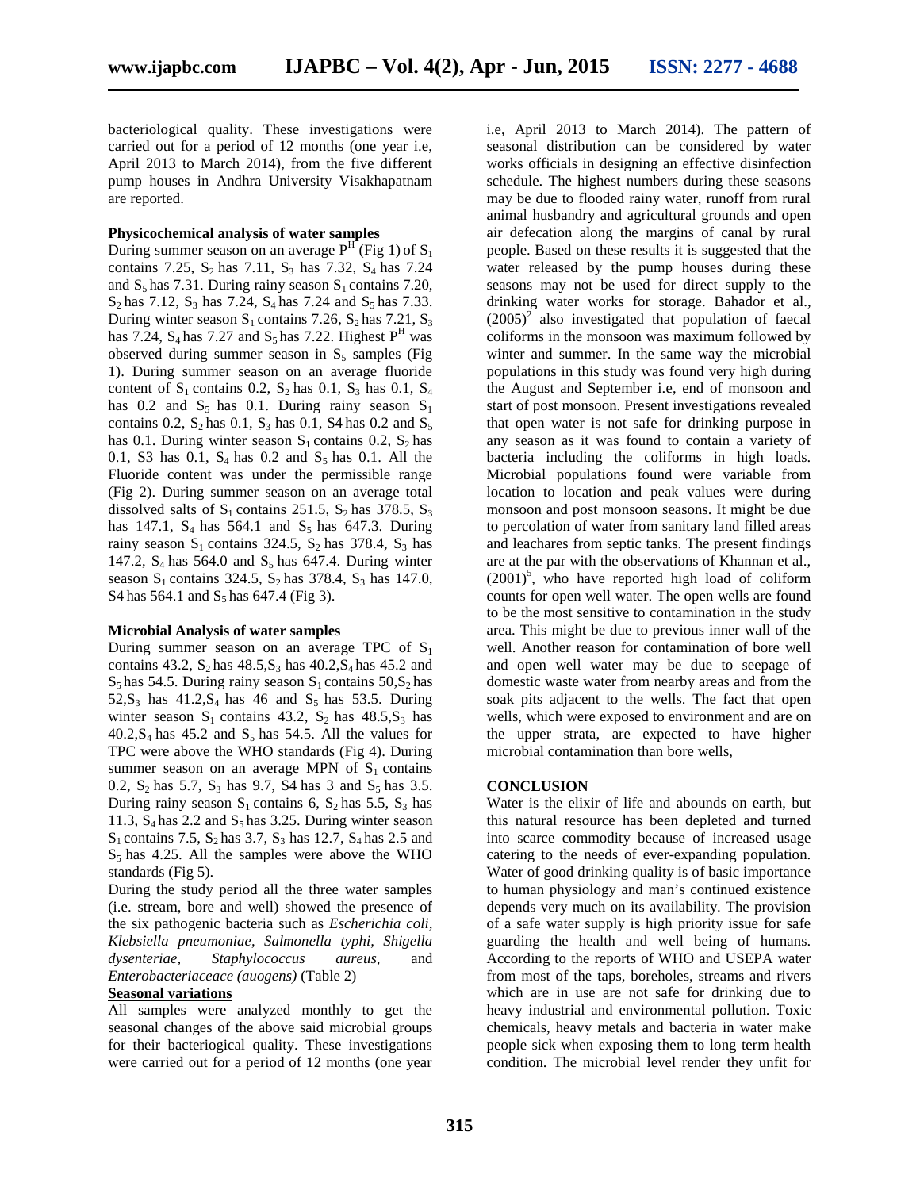bacteriological quality. These investigations were carried out for a period of 12 months (one year i.e, April 2013 to March 2014), from the five different pump houses in Andhra University Visakhapatnam are reported.

**Physicochemical analysis of water samples**

During summer season on an average $P^H$ (Fig 1) of $S_1$ contains 7.25, $S_2$ has 7.11, $S_3$ has 7.32, $S_4$ has 7.24 and $S_5$ has 7.31. During rainy season $S_1$ contains 7.20, $S_2$ has 7.12, $S_3$ has 7.24, $S_4$ has 7.24 and $S_5$ has 7.33. During winter season $S_1$ contains 7.26, $S_2$ has 7.21, $S_3$ has 7.24, $S_4$ has 7.27 and $S_5$ has 7.22. Highest $P^H$ was observed during summer season in $S_5$ samples (Fig 1). During summer season on an average fluoride content of $S_1$ contains 0.2, $S_2$ has 0.1, $S_3$ has 0.1, $S_4$ has 0.2 and $S_5$ has 0.1. During rainy season $S_1$ contains 0.2, $S_2$ has 0.1, $S_3$ has 0.1, S4 has 0.2 and $S_5$ has 0.1. During winter season $S_1$ contains 0.2, $S_2$ has 0.1, S3 has 0.1, $S_4$ has 0.2 and $S_5$ has 0.1. All the Fluoride content was under the permissible range (Fig 2). During summer season on an average total dissolved salts of $S_1$ contains 251.5, $S_2$ has 378.5, $S_3$ has 147.1, $S_4$ has 564.1 and $S_5$ has 647.3. During rainy season $S_1$ contains 324.5, $S_2$ has 378.4, $S_3$ has 147.2, $S_4$ has 564.0 and $S_5$ has 647.4. During winter season $S_1$ contains 324.5, $S_2$ has 378.4, $S_3$ has 147.0, S4 has 564.1 and $S_5$ has 647.4 (Fig 3).

**Microbial Analysis of water samples**

During summer season on an average TPC of $S_1$ contains 43.2, $S_2$ has 48.5,$S_3$ has 40.2,$S_4$ has 45.2 and $S_5$ has 54.5. During rainy season $S_1$ contains 50,$S_2$ has 52,$S_3$ has 41.2,$S_4$ has 46 and $S_5$ has 53.5. During winter season $S_1$ contains 43.2, $S_2$ has 48.5,$S_3$ has 40.2,$S_4$ has 45.2 and $S_5$ has 54.5. All the values for TPC were above the WHO standards (Fig 4). During summer season on an average MPN of $S_1$ contains 0.2, $S_2$ has 5.7, $S_3$ has 9.7, S4 has 3 and $S_5$ has 3.5. During rainy season $S_1$ contains 6, $S_2$ has 5.5, $S_3$ has 11.3, $S_4$ has 2.2 and $S_5$ has 3.25. During winter season $S_1$ contains 7.5, $S_2$ has 3.7, $S_3$ has 12.7, $S_4$ has 2.5 and $S_5$ has 4.25. All the samples were above the WHO standards (Fig 5).

During the study period all the three water samples (i.e. stream, bore and well) showed the presence of the six pathogenic bacteria such as *Escherichia coli, Klebsiella pneumoniae, Salmonella typhi, Shigella dysenteriae, Staphylococcus aureus*, and *Enterobacteriaceace (auogens)* (Table 2)

**Seasonal variations**

All samples were analyzed monthly to get the seasonal changes of the above said microbial groups for their bacteriological quality. These investigations were carried out for a period of 12 months (one year i.e, April 2013 to March 2014). The pattern of seasonal distribution can be considered by water works officials in designing an effective disinfection schedule. The highest numbers during these seasons may be due to flooded rainy water, runoff from rural animal husbandry and agricultural grounds and open air defecation along the margins of canal by rural people. Based on these results it is suggested that the water released by the pump houses during these seasons may not be used for direct supply to the drinking water works for storage. Bahador et al., (2005)[2] also investigated that population of faecal coliforms in the monsoon was maximum followed by winter and summer. In the same way the microbial populations in this study was found very high during the August and September i.e, end of monsoon and start of post monsoon. Present investigations revealed that open water is not safe for drinking purpose in any season as it was found to contain a variety of bacteria including the coliforms in high loads. Microbial populations found were variable from location to location and peak values were during monsoon and post monsoon seasons. It might be due to percolation of water from sanitary land filled areas and leachares from septic tanks. The present findings are at the par with the observations of Khannan et al., (2001)[5], who have reported high load of coliform counts for open well water. The open wells are found to be the most sensitive to contamination in the study area. This might be due to previous inner wall of the well. Another reason for contamination of bore well and open well water may be due to seepage of domestic waste water from nearby areas and from the soak pits adjacent to the wells. The fact that open wells, which were exposed to environment and are on the upper strata, are expected to have higher microbial contamination than bore wells,

## CONCLUSION

Water is the elixir of life and abounds on earth, but this natural resource has been depleted and turned into scarce commodity because of increased usage catering to the needs of ever-expanding population. Water of good drinking quality is of basic importance to human physiology and man's continued existence depends very much on its availability. The provision of a safe water supply is high priority issue for safe guarding the health and well being of humans. According to the reports of WHO and USEPA water from most of the taps, boreholes, streams and rivers which are in use are not safe for drinking due to heavy industrial and environmental pollution. Toxic chemicals, heavy metals and bacteria in water make people sick when exposing them to long term health condition. The microbial level render they unfit for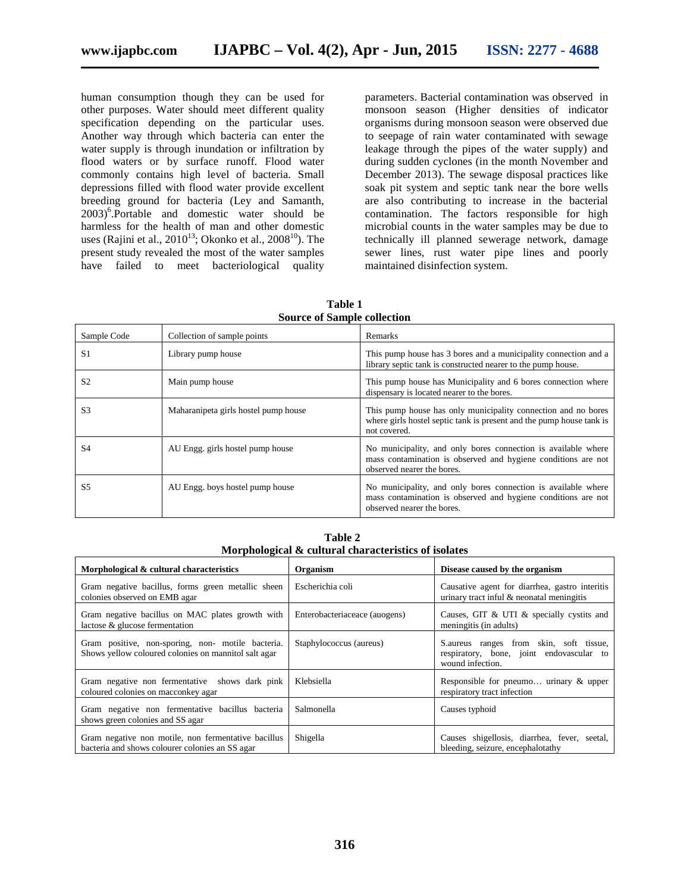human consumption though they can be used for other purposes. Water should meet different quality specification depending on the particular uses. Another way through which bacteria can enter the water supply is through inundation or infiltration by flood waters or by surface runoff. Flood water commonly contains high level of bacteria. Small depressions filled with flood water provide excellent breeding ground for bacteria (Ley and Samanth, 2003)[6].Portable and domestic water should be harmless for the health of man and other domestic uses (Rajini et al., 2010[13]; Okonko et al., 2008[10]). The present study revealed the most of the water samples have failed to meet bacteriological quality parameters. Bacterial contamination was observed in monsoon season (Higher densities of indicator organisms during monsoon season were observed due to seepage of rain water contaminated with sewage leakage through the pipes of the water supply) and during sudden cyclones (in the month November and December 2013). The sewage disposal practices like soak pit system and septic tank near the bore wells are also contributing to increase in the bacterial contamination. The factors responsible for high microbial counts in the water samples may be due to technically ill planned sewerage network, damage sewer lines, rust water pipe lines and poorly maintained disinfection system.

**Table 1**
**Source of Sample collection**

| Sample Code | Collection of sample points | Remarks |
|---|---|---|
| S1 | Library pump house | This pump house has 3 bores and a municipality connection and a library septic tank is constructed nearer to the pump house. |
| S2 | Main pump house | This pump house has Municipality and 6 bores connection where dispensary is located nearer to the bores. |
| S3 | Maharanipeta girls hostel pump house | This pump house has only municipality connection and no bores where girls hostel septic tank is present and the pump house tank is not covered. |
| S4 | AU Engg. girls hostel pump house | No municipality, and only bores connection is available where mass contamination is observed and hygiene conditions are not observed nearer the bores. |
| S5 | AU Engg. boys hostel pump house | No municipality, and only bores connection is available where mass contamination is observed and hygiene conditions are not observed nearer the bores. |

**Table 2**
**Morphological & cultural characteristics of isolates**

| Morphological & cultural characteristics | Organism | Disease caused by the organism |
|---|---|---|
| Gram negative bacillus, forms green metallic sheen colonies observed on EMB agar | Escherichia coli | Causative agent for diarrhea, gastro interitis urinary tract inful & neonatal meningitis |
| Gram negative bacillus on MAC plates growth with lactose & glucose fermentation | Enterobacteriaceace (auogens) | Causes, GIT & UTI & specially cystits and meningitis (in adults) |
| Gram positive, non-sporing, non- motile bacteria. Shows yellow coloured colonies on mannitol salt agar | Staphylococcus (aureus) | S.aureus ranges from skin, soft tissue, respiratory, bone, joint endovascular to wound infection. |
| Gram negative non fermentative shows dark pink coloured colonies on macconkey agar | Klebsiella | Responsible for pneumo… urinary & upper respiratory tract infection |
| Gram negative non fermentative bacillus bacteria shows green colonies and SS agar | Salmonella | Causes typhoid |
| Gram negative non motile, non fermentative bacillus bacteria and shows colourer colonies an SS agar | Shigella | Causes shigellosis, diarrhea, fever, seetal, bleeding, seizure, encephalotathy |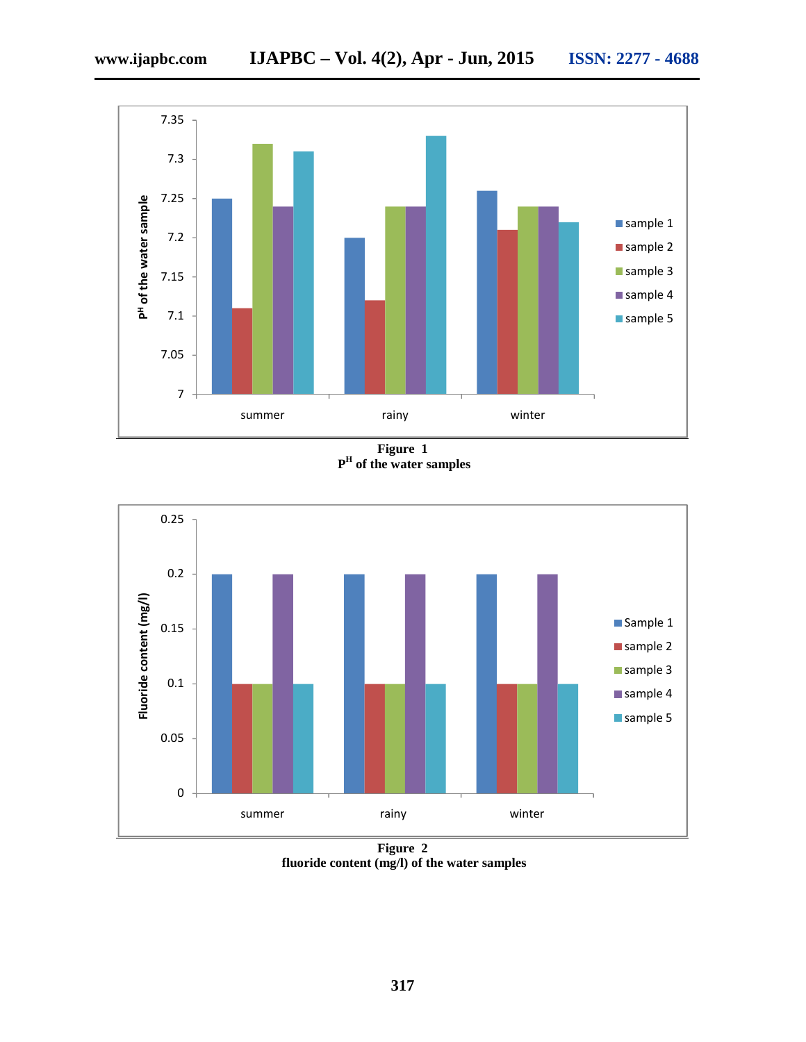**Figure 1**
$P^H$ of the water samples

**Figure 2**
fluoride content (mg/l) of the water samples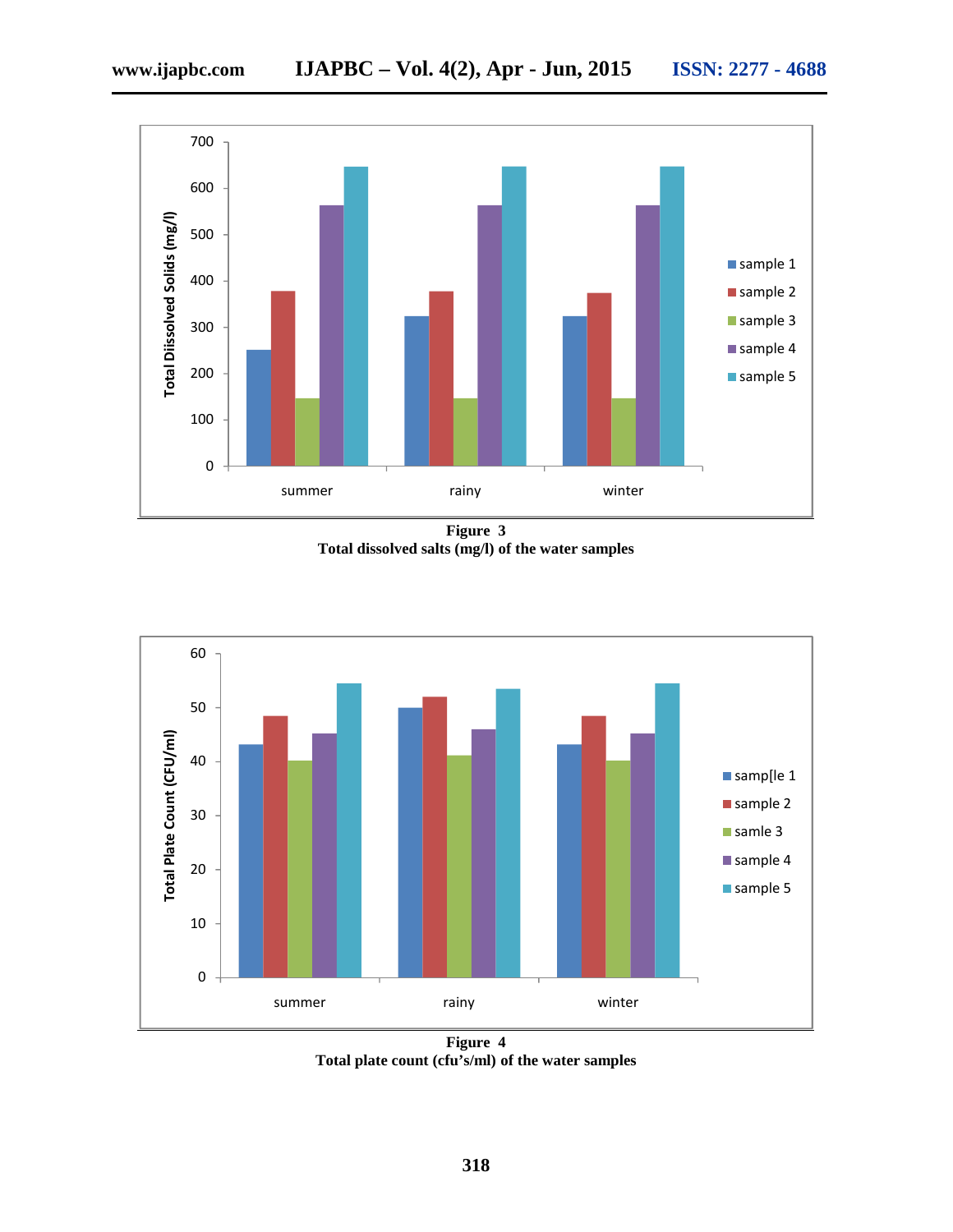**Figure 3**
**Total dissolved salts (mg/l) of the water samples**

**Figure 4**
**Total plate count (cfu's/ml) of the water samples**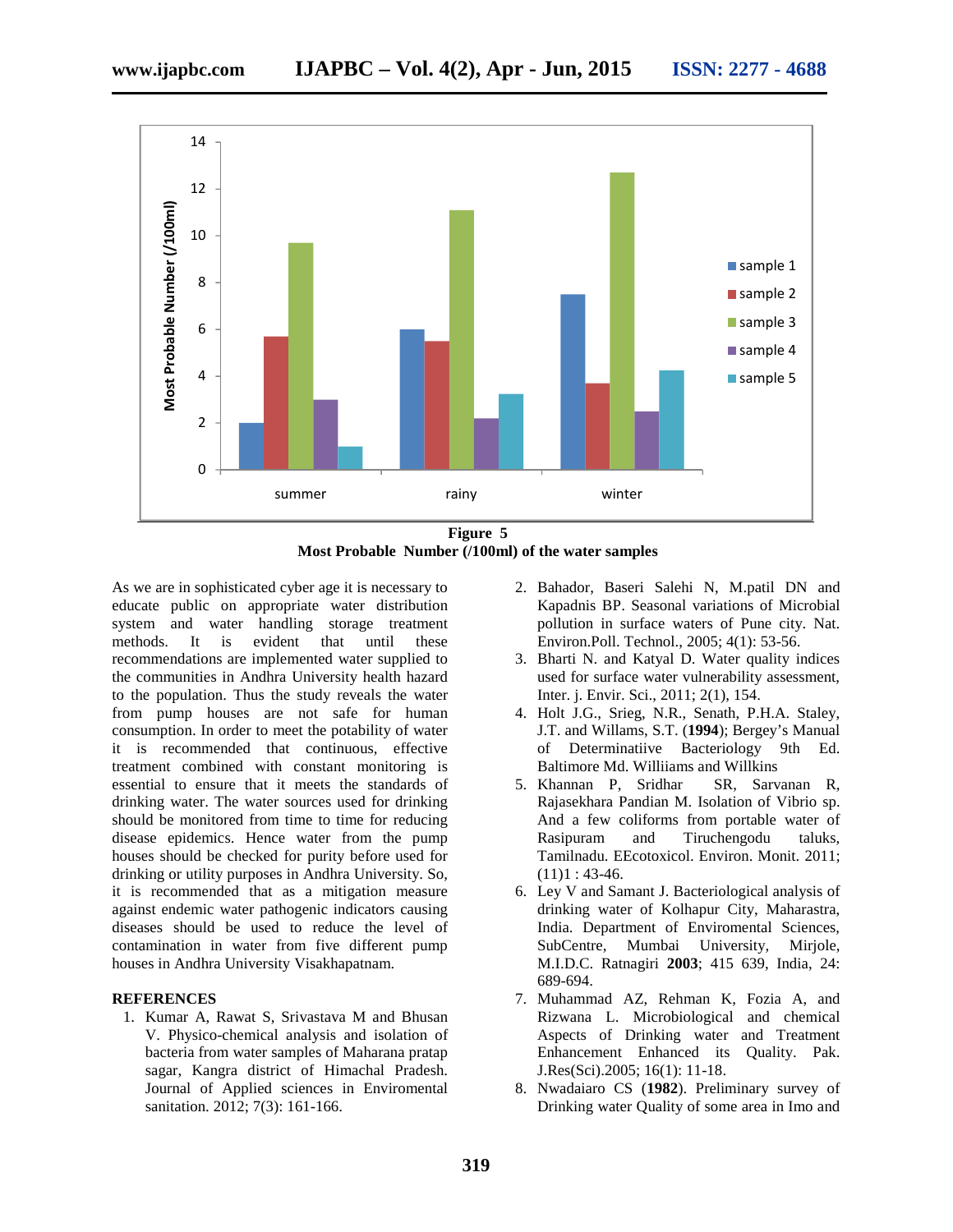Figure 5
**Most Probable Number (/100ml) of the water samples**

As we are in sophisticated cyber age it is necessary to educate public on appropriate water distribution system and water handling storage treatment methods. It is evident that until these recommendations are implemented water supplied to the communities in Andhra University health hazard to the population. Thus the study reveals the water from pump houses are not safe for human consumption. In order to meet the potability of water it is recommended that continuous, effective treatment combined with constant monitoring is essential to ensure that it meets the standards of drinking water. The water sources used for drinking should be monitored from time to time for reducing disease epidemics. Hence water from the pump houses should be checked for purity before used for drinking or utility purposes in Andhra University. So, it is recommended that as a mitigation measure against endemic water pathogenic indicators causing diseases should be used to reduce the level of contamination in water from five different pump houses in Andhra University Visakhapatnam.

## REFERENCES

1. Kumar A, Rawat S, Srivastava M and Bhusan V. Physico-chemical analysis and isolation of bacteria from water samples of Maharana pratap sagar, Kangra district of Himachal Pradesh. Journal of Applied sciences in Enviromental sanitation. 2012; 7(3): 161-166.
2. Bahador, Baseri Salehi N, M.patil DN and Kapadnis BP. Seasonal variations of Microbial pollution in surface waters of Pune city. Nat. Environ.Poll. Technol., 2005; 4(1): 53-56.
3. Bharti N. and Katyal D. Water quality indices used for surface water vulnerability assessment, Inter. j. Envir. Sci., 2011; 2(1), 154.
4. Holt J.G., Srieg, N.R., Senath, P.H.A. Staley, J.T. and Willams, S.T. (**1994**); Bergey's Manual of Determinatiive Bacteriology 9th Ed. Baltimore Md. Williiams and Willkins
5. Khannan P, Sridhar SR, Sarvanan R, Rajasekhara Pandian M. Isolation of Vibrio sp. And a few coliforms from portable water of Rasipuram and Tiruchengodu taluks, Tamilnadu. EEcotoxicol. Environ. Monit. 2011; (11)1 : 43-46.
6. Ley V and Samant J. Bacteriological analysis of drinking water of Kolhapur City, Maharastra, India. Department of Enviromental Sciences, SubCentre, Mumbai University, Mirjole, M.I.D.C. Ratnagiri **2003**; 415 639, India, 24: 689-694.
7. Muhammad AZ, Rehman K, Fozia A, and Rizwana L. Microbiological and chemical Aspects of Drinking water and Treatment Enhancement Enhanced its Quality. Pak. J.Res(Sci).2005; 16(1): 11-18.
8. Nwadaiaro CS (**1982**). Preliminary survey of Drinking water Quality of some area in Imo and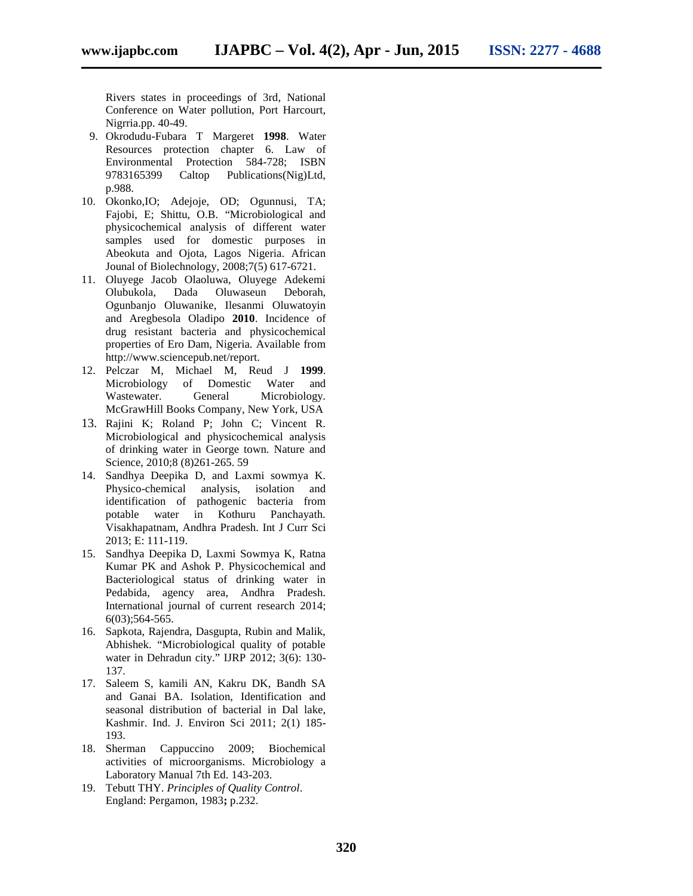Rivers states in proceedings of 3rd, National Conference on Water pollution, Port Harcourt, Nigrria.pp. 40-49.

9. Okrodudu-Fubara T Margeret **1998**. Water Resources protection chapter 6. Law of Environmental Protection 584-728; ISBN 9783165399 Caltop Publications(Nig)Ltd, p.988.
10. Okonko,IO; Adejoje, OD; Ogunnusi, TA; Fajobi, E; Shittu, O.B. "Microbiological and physicochemical analysis of different water samples used for domestic purposes in Abeokuta and Ojota, Lagos Nigeria. African Jounal of Biolechnology, 2008;7(5) 617-6721.
11. Oluyege Jacob Olaoluwa, Oluyege Adekemi Olubukola, Dada Oluwaseun Deborah, Ogunbanjo Oluwanike, Ilesanmi Oluwatoyin and Aregbesola Oladipo **2010**. Incidence of drug resistant bacteria and physicochemical properties of Ero Dam, Nigeria. Available from http://www.sciencepub.net/report.
12. Pelczar M, Michael M, Reud J **1999**. Microbiology of Domestic Water and Wastewater. General Microbiology. McGrawHill Books Company, New York, USA
13. Rajini K; Roland P; John C; Vincent R. Microbiological and physicochemical analysis of drinking water in George town. Nature and Science, 2010;8 (8)261-265. 59
14. Sandhya Deepika D, and Laxmi sowmya K. Physico-chemical analysis, isolation and identification of pathogenic bacteria from potable water in Kothuru Panchayath. Visakhapatnam, Andhra Pradesh. Int J Curr Sci 2013; E: 111-119.
15. Sandhya Deepika D, Laxmi Sowmya K, Ratna Kumar PK and Ashok P. Physicochemical and Bacteriological status of drinking water in Pedabida, agency area, Andhra Pradesh. International journal of current research 2014; 6(03);564-565.
16. Sapkota, Rajendra, Dasgupta, Rubin and Malik, Abhishek. "Microbiological quality of potable water in Dehradun city." IJRP 2012; 3(6): 130-137.
17. Saleem S, kamili AN, Kakru DK, Bandh SA and Ganai BA. Isolation, Identification and seasonal distribution of bacterial in Dal lake, Kashmir. Ind. J. Environ Sci 2011; 2(1) 185-193.
18. Sherman Cappuccino 2009; Biochemical activities of microorganisms. Microbiology a Laboratory Manual 7th Ed. 143-203.
19. Tebutt THY. *Principles of Quality Control*. England: Pergamon, 1983**;** p.232.